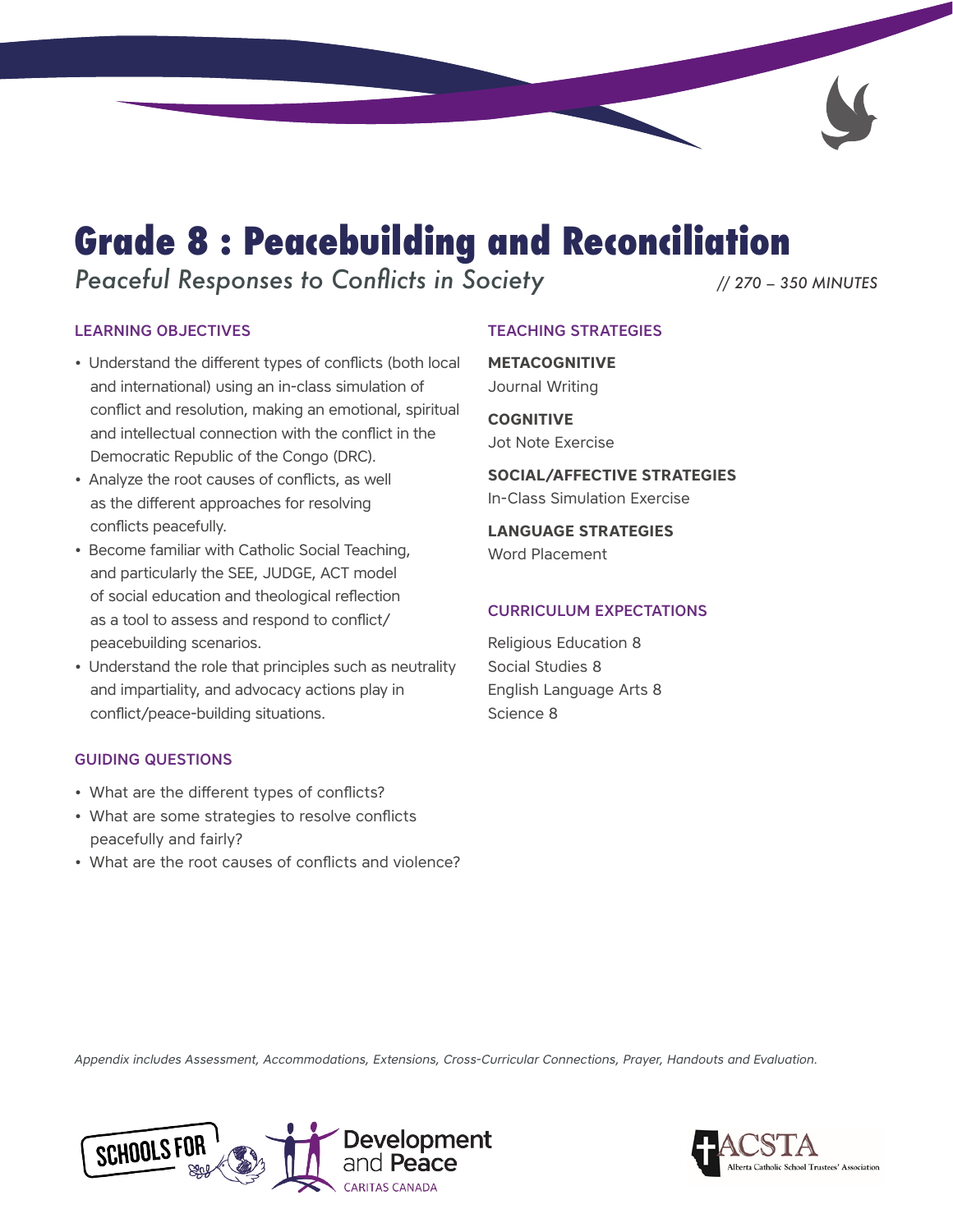# Grade 8 : Peacebuilding and Reconciliation

*Peaceful Responses to Conflicts in Society*

*// 270 – 350 MINUTES*

## LEARNING OBJECTIVES

- Understand the different types of conflicts (both local and international) using an in-class simulation of conflict and resolution, making an emotional, spiritual and intellectual connection with the conflict in the Democratic Republic of the Congo (DRC).
- Analyze the root causes of conflicts, as well as the different approaches for resolving conflicts peacefully.
- Become familiar with Catholic Social Teaching, and particularly the SEE, JUDGE, ACT model of social education and theological reflection as a tool to assess and respond to conflict/ peacebuilding scenarios.
- Understand the role that principles such as neutrality and impartiality, and advocacy actions play in conflict/peace-building situations.

## GUIDING QUESTIONS

- What are the different types of conflicts?
- What are some strategies to resolve conflicts peacefully and fairly?
- What are the root causes of conflicts and violence?

## TEACHING STRATEGIES

**METACOGNITIVE**
Journal Writing

**COGNITIVE**
Jot Note Exercise

**SOCIAL/AFFECTIVE STRATEGIES**
In-Class Simulation Exercise

**LANGUAGE STRATEGIES**
Word Placement

## CURRICULUM EXPECTATIONS

Religious Education 8
Social Studies 8
English Language Arts 8
Science 8

*Appendix includes Assessment, Accommodations, Extensions, Cross-Curricular Connections, Prayer, Handouts and Evaluation.*

SCHOOLS FOR Development and Peace CARITAS CANADA

ACSTA Alberta Catholic School Trustees' Association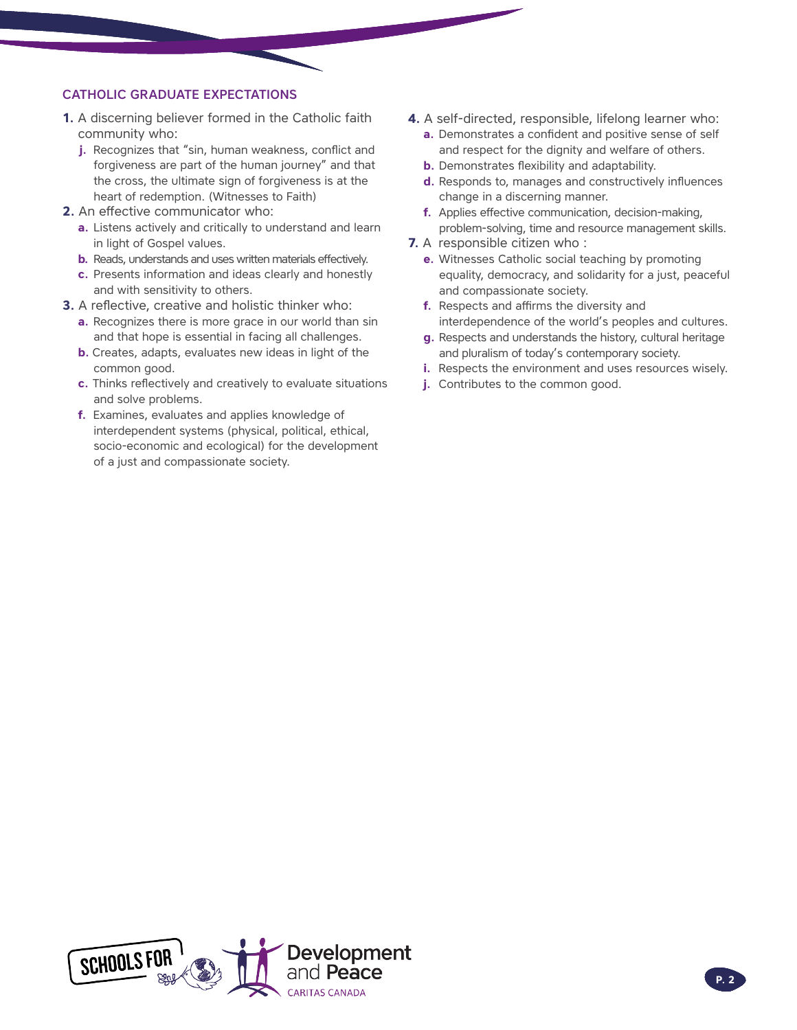## CATHOLIC GRADUATE EXPECTATIONS

**1.** A discerning believer formed in the Catholic faith community who:

- **j.** Recognizes that "sin, human weakness, conflict and forgiveness are part of the human journey" and that the cross, the ultimate sign of forgiveness is at the heart of redemption. (Witnesses to Faith)

**2.** An effective communicator who:

- **a.** Listens actively and critically to understand and learn in light of Gospel values.
- **b.** Reads, understands and uses written materials effectively.
- **c.** Presents information and ideas clearly and honestly and with sensitivity to others.

**3.** A reflective, creative and holistic thinker who:

- **a.** Recognizes there is more grace in our world than sin and that hope is essential in facing all challenges.
- **b.** Creates, adapts, evaluates new ideas in light of the common good.
- **c.** Thinks reflectively and creatively to evaluate situations and solve problems.
- **f.** Examines, evaluates and applies knowledge of interdependent systems (physical, political, ethical, socio-economic and ecological) for the development of a just and compassionate society.

**4.** A self-directed, responsible, lifelong learner who:

- **a.** Demonstrates a confident and positive sense of self and respect for the dignity and welfare of others.
- **b.** Demonstrates flexibility and adaptability.
- **d.** Responds to, manages and constructively influences change in a discerning manner.
- **f.** Applies effective communication, decision-making, problem-solving, time and resource management skills.

**7.** A responsible citizen who :

- **e.** Witnesses Catholic social teaching by promoting equality, democracy, and solidarity for a just, peaceful and compassionate society.
- **f.** Respects and affirms the diversity and interdependence of the world's peoples and cultures.
- **g.** Respects and understands the history, cultural heritage and pluralism of today's contemporary society.
- **i.** Respects the environment and uses resources wisely.
- **j.** Contributes to the common good.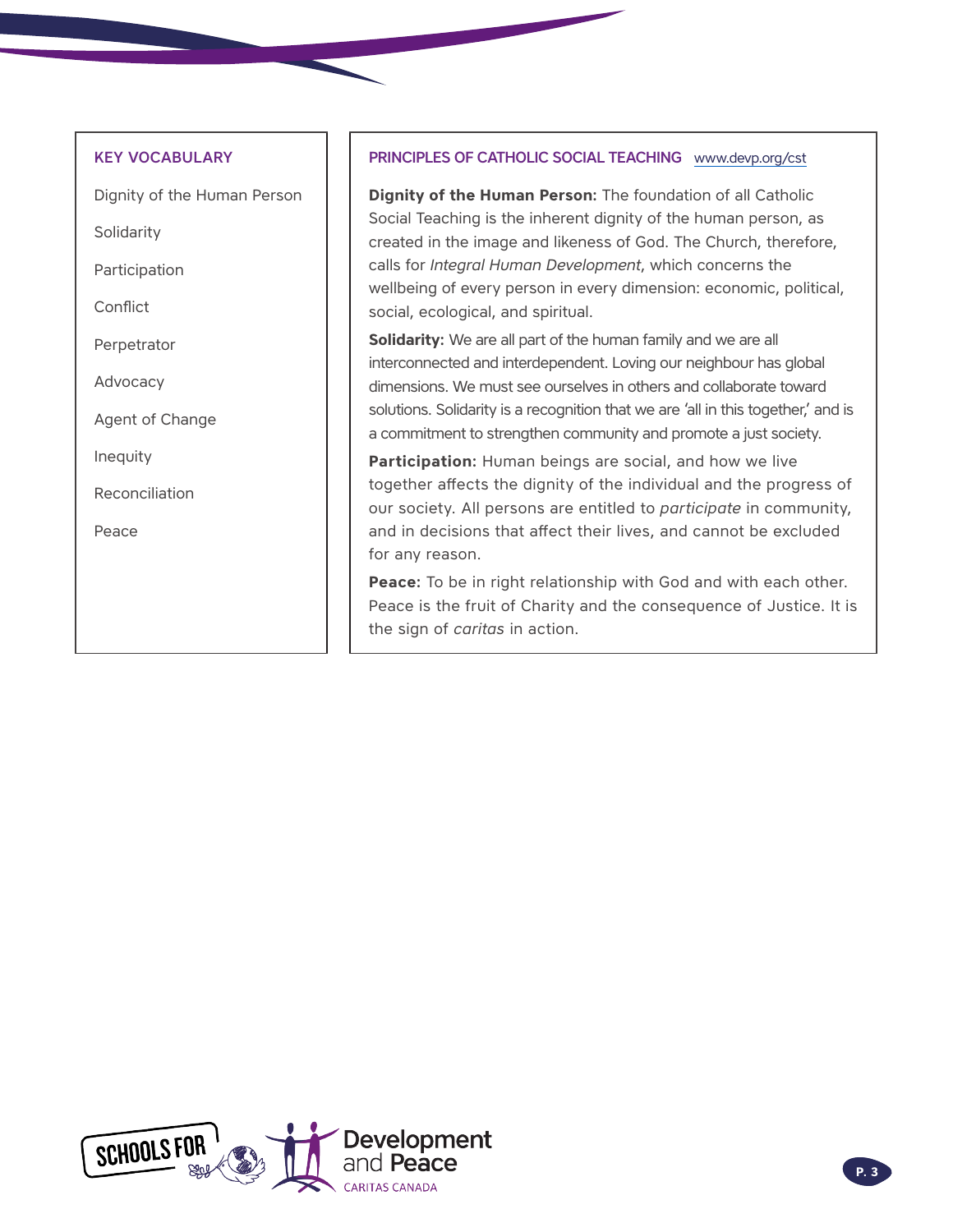## KEY VOCABULARY

Dignity of the Human Person

Solidarity

Participation

Conflict

Perpetrator

Advocacy

Agent of Change

Inequity

Reconciliation

Peace

## PRINCIPLES OF CATHOLIC SOCIAL TEACHING www.devp.org/cst

**Dignity of the Human Person:** The foundation of all Catholic Social Teaching is the inherent dignity of the human person, as created in the image and likeness of God. The Church, therefore, calls for *Integral Human Development*, which concerns the wellbeing of every person in every dimension: economic, political, social, ecological, and spiritual.

**Solidarity:** We are all part of the human family and we are all interconnected and interdependent. Loving our neighbour has global dimensions. We must see ourselves in others and collaborate toward solutions. Solidarity is a recognition that we are 'all in this together,' and is a commitment to strengthen community and promote a just society.

**Participation:** Human beings are social, and how we live together affects the dignity of the individual and the progress of our society. All persons are entitled to *participate* in community, and in decisions that affect their lives, and cannot be excluded for any reason.

**Peace:** To be in right relationship with God and with each other. Peace is the fruit of Charity and the consequence of Justice. It is the sign of *caritas* in action.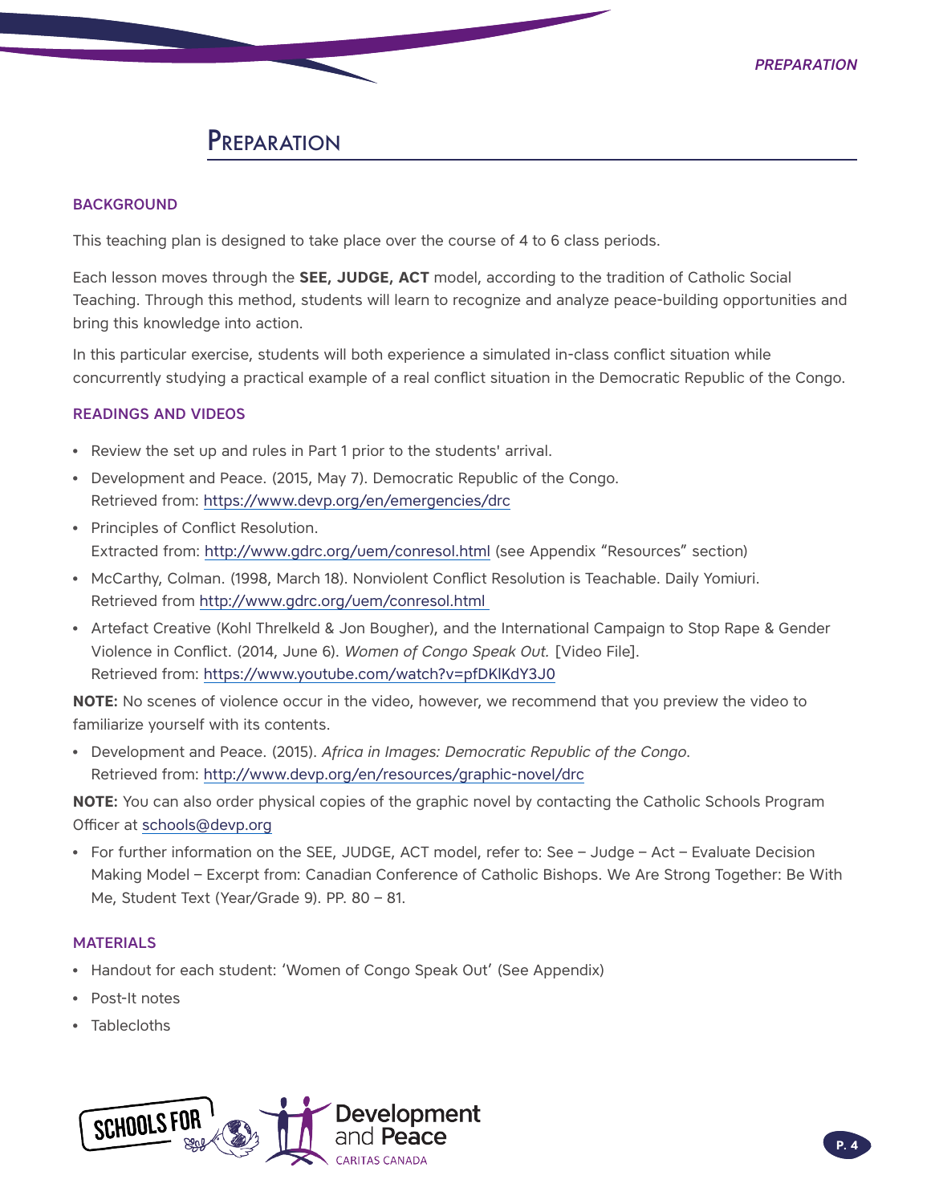# Preparation

## BACKGROUND

This teaching plan is designed to take place over the course of 4 to 6 class periods.

Each lesson moves through the **SEE, JUDGE, ACT** model, according to the tradition of Catholic Social Teaching. Through this method, students will learn to recognize and analyze peace-building opportunities and bring this knowledge into action.

In this particular exercise, students will both experience a simulated in-class conflict situation while concurrently studying a practical example of a real conflict situation in the Democratic Republic of the Congo.

## READINGS AND VIDEOS

- Review the set up and rules in Part 1 prior to the students' arrival.
- Development and Peace. (2015, May 7). Democratic Republic of the Congo. Retrieved from: https://www.devp.org/en/emergencies/drc
- Principles of Conflict Resolution. Extracted from: http://www.gdrc.org/uem/conresol.html (see Appendix "Resources" section)
- McCarthy, Colman. (1998, March 18). Nonviolent Conflict Resolution is Teachable. Daily Yomiuri. Retrieved from http://www.gdrc.org/uem/conresol.html
- Artefact Creative (Kohl Threlkeld & Jon Bougher), and the International Campaign to Stop Rape & Gender Violence in Conflict. (2014, June 6). *Women of Congo Speak Out.* [Video File]. Retrieved from: https://www.youtube.com/watch?v=pfDKlKdY3J0

**NOTE:** No scenes of violence occur in the video, however, we recommend that you preview the video to familiarize yourself with its contents.

- Development and Peace. (2015). *Africa in Images: Democratic Republic of the Congo.* Retrieved from: http://www.devp.org/en/resources/graphic-novel/drc

**NOTE:** You can also order physical copies of the graphic novel by contacting the Catholic Schools Program Officer at schools@devp.org

- For further information on the SEE, JUDGE, ACT model, refer to: See – Judge – Act – Evaluate Decision Making Model – Excerpt from: Canadian Conference of Catholic Bishops. We Are Strong Together: Be With Me, Student Text (Year/Grade 9). PP. 80 – 81.

## MATERIALS

- Handout for each student: 'Women of Congo Speak Out' (See Appendix)
- Post-It notes
- Tablecloths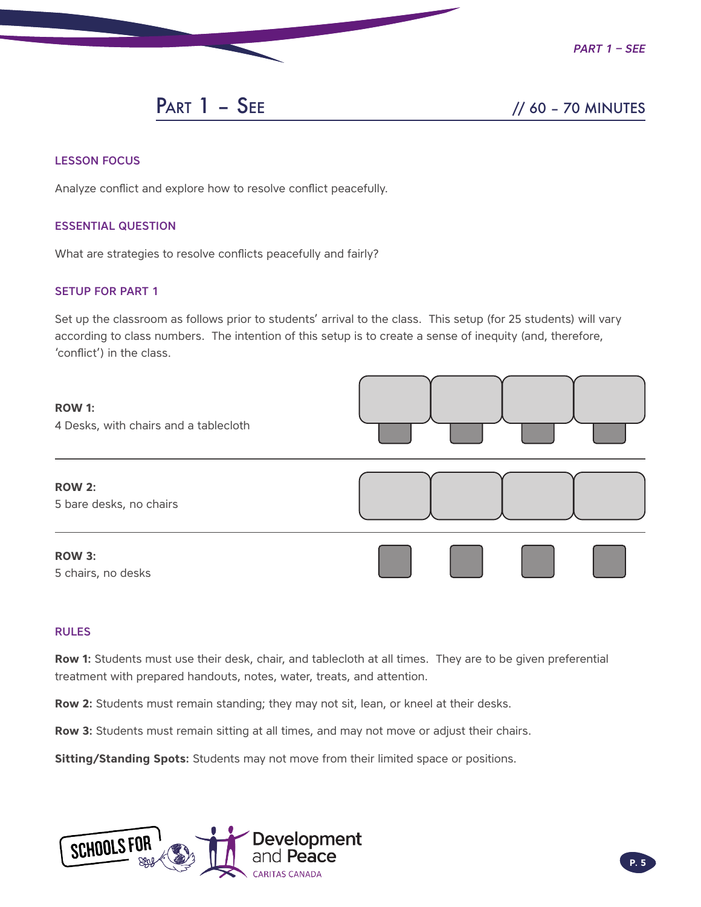## Part 1 – See // 60 – 70 MINUTES

### LESSON FOCUS

Analyze conflict and explore how to resolve conflict peacefully.

### ESSENTIAL QUESTION

What are strategies to resolve conflicts peacefully and fairly?

### SETUP FOR PART 1

Set up the classroom as follows prior to students' arrival to the class. This setup (for 25 students) will vary according to class numbers. The intention of this setup is to create a sense of inequity (and, therefore, 'conflict') in the class.

**ROW 1:**
4 Desks, with chairs and a tablecloth

**ROW 2:**
5 bare desks, no chairs

**ROW 3:**
5 chairs, no desks

### RULES

**Row 1:** Students must use their desk, chair, and tablecloth at all times. They are to be given preferential treatment with prepared handouts, notes, water, treats, and attention.

**Row 2:** Students must remain standing; they may not sit, lean, or kneel at their desks.

**Row 3:** Students must remain sitting at all times, and may not move or adjust their chairs.

**Sitting/Standing Spots:** Students may not move from their limited space or positions.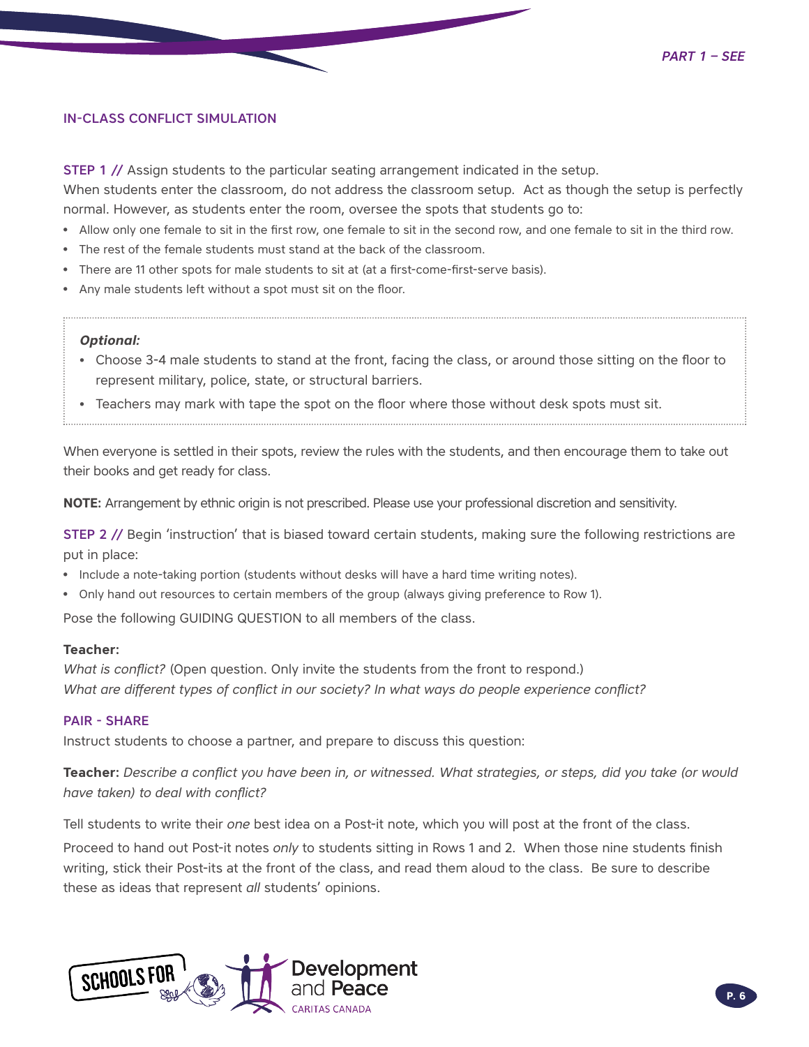## IN-CLASS CONFLICT SIMULATION

**STEP 1 //** Assign students to the particular seating arrangement indicated in the setup.
When students enter the classroom, do not address the classroom setup. Act as though the setup is perfectly normal. However, as students enter the room, oversee the spots that students go to:

- Allow only one female to sit in the first row, one female to sit in the second row, and one female to sit in the third row.
- The rest of the female students must stand at the back of the classroom.
- There are 11 other spots for male students to sit at (at a first-come-first-serve basis).
- Any male students left without a spot must sit on the floor.

> ***Optional:***
> - Choose 3-4 male students to stand at the front, facing the class, or around those sitting on the floor to represent military, police, state, or structural barriers.
> - Teachers may mark with tape the spot on the floor where those without desk spots must sit.

When everyone is settled in their spots, review the rules with the students, and then encourage them to take out their books and get ready for class.

**NOTE:** Arrangement by ethnic origin is not prescribed. Please use your professional discretion and sensitivity.

**STEP 2 //** Begin 'instruction' that is biased toward certain students, making sure the following restrictions are put in place:

- Include a note-taking portion (students without desks will have a hard time writing notes).
- Only hand out resources to certain members of the group (always giving preference to Row 1).

Pose the following GUIDING QUESTION to all members of the class.

**Teacher:**
*What is conflict?* (Open question. Only invite the students from the front to respond.)
*What are different types of conflict in our society? In what ways do people experience conflict?*

### PAIR - SHARE

Instruct students to choose a partner, and prepare to discuss this question:

**Teacher:** *Describe a conflict you have been in, or witnessed. What strategies, or steps, did you take (or would have taken) to deal with conflict?*

Tell students to write their *one* best idea on a Post-it note, which you will post at the front of the class.

Proceed to hand out Post-it notes *only* to students sitting in Rows 1 and 2. When those nine students finish writing, stick their Post-its at the front of the class, and read them aloud to the class. Be sure to describe these as ideas that represent *all* students' opinions.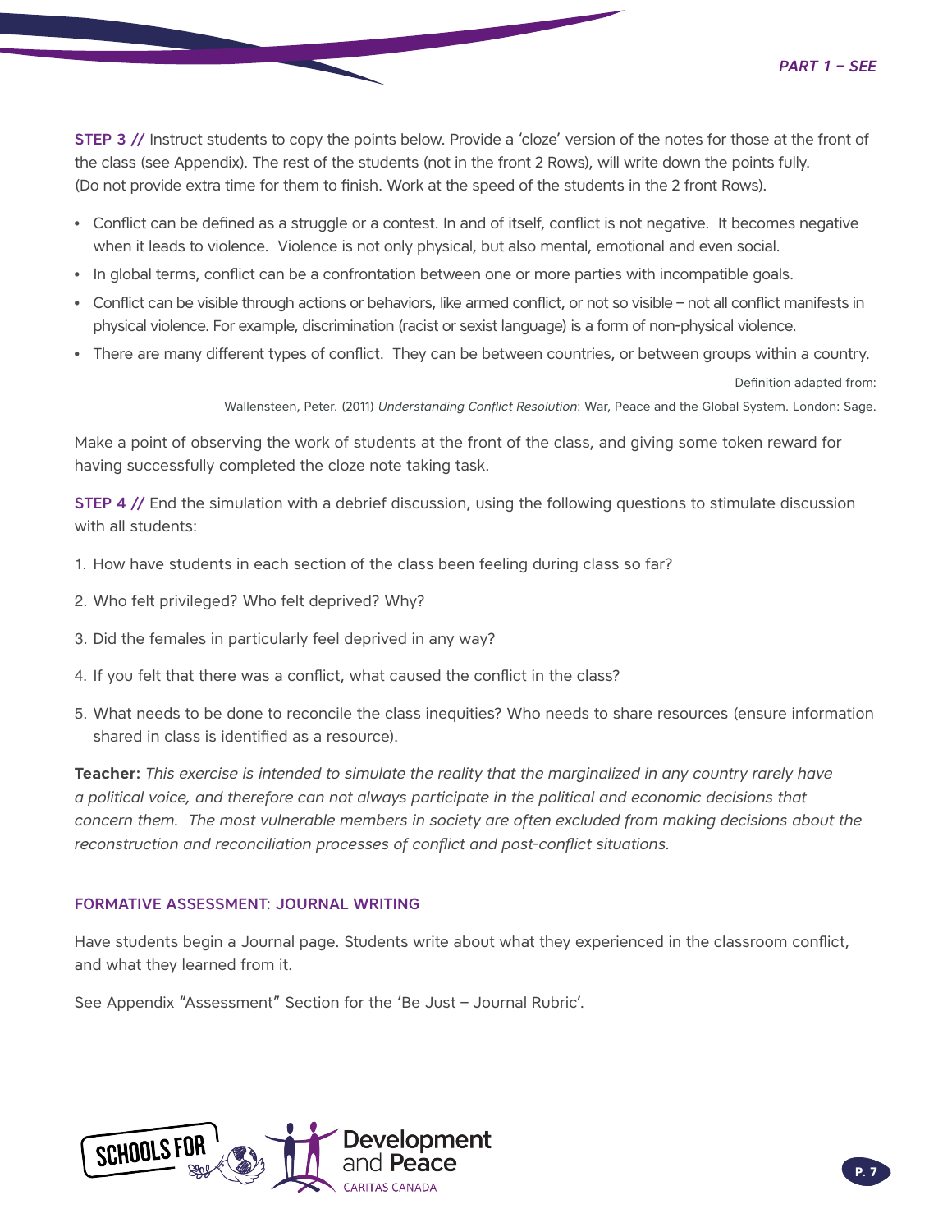**STEP 3 //** Instruct students to copy the points below. Provide a 'cloze' version of the notes for those at the front of the class (see Appendix). The rest of the students (not in the front 2 Rows), will write down the points fully. (Do not provide extra time for them to finish. Work at the speed of the students in the 2 front Rows).

- Conflict can be defined as a struggle or a contest. In and of itself, conflict is not negative. It becomes negative when it leads to violence. Violence is not only physical, but also mental, emotional and even social.
- In global terms, conflict can be a confrontation between one or more parties with incompatible goals.
- Conflict can be visible through actions or behaviors, like armed conflict, or not so visible – not all conflict manifests in physical violence. For example, discrimination (racist or sexist language) is a form of non-physical violence.
- There are many different types of conflict. They can be between countries, or between groups within a country.

Definition adapted from:
Wallensteen, Peter. (2011) *Understanding Conflict Resolution*: War, Peace and the Global System. London: Sage.

Make a point of observing the work of students at the front of the class, and giving some token reward for having successfully completed the cloze note taking task.

**STEP 4 //** End the simulation with a debrief discussion, using the following questions to stimulate discussion with all students:

1. How have students in each section of the class been feeling during class so far?
2. Who felt privileged? Who felt deprived? Why?
3. Did the females in particularly feel deprived in any way?
4. If you felt that there was a conflict, what caused the conflict in the class?
5. What needs to be done to reconcile the class inequities? Who needs to share resources (ensure information shared in class is identified as a resource).

**Teacher:** *This exercise is intended to simulate the reality that the marginalized in any country rarely have a political voice, and therefore can not always participate in the political and economic decisions that concern them. The most vulnerable members in society are often excluded from making decisions about the reconstruction and reconciliation processes of conflict and post-conflict situations.*

### FORMATIVE ASSESSMENT: JOURNAL WRITING

Have students begin a Journal page. Students write about what they experienced in the classroom conflict, and what they learned from it.

See Appendix "Assessment" Section for the 'Be Just – Journal Rubric'.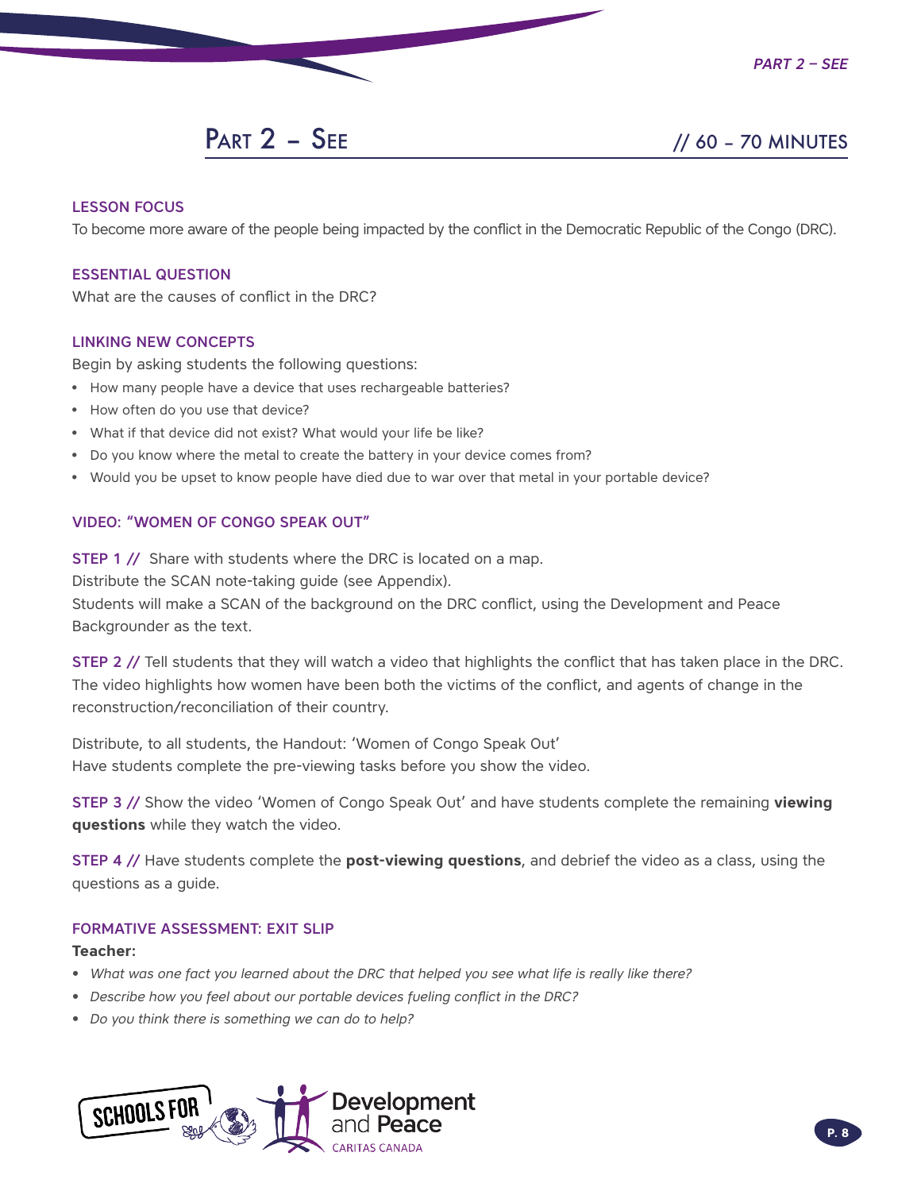# Part 2 – See // 60 – 70 MINUTES

### LESSON FOCUS

To become more aware of the people being impacted by the conflict in the Democratic Republic of the Congo (DRC).

### ESSENTIAL QUESTION

What are the causes of conflict in the DRC?

### LINKING NEW CONCEPTS

Begin by asking students the following questions:

- How many people have a device that uses rechargeable batteries?
- How often do you use that device?
- What if that device did not exist? What would your life be like?
- Do you know where the metal to create the battery in your device comes from?
- Would you be upset to know people have died due to war over that metal in your portable device?

### VIDEO: "WOMEN OF CONGO SPEAK OUT"

**STEP 1 //** Share with students where the DRC is located on a map.
Distribute the SCAN note-taking guide (see Appendix).
Students will make a SCAN of the background on the DRC conflict, using the Development and Peace Backgrounder as the text.

**STEP 2 //** Tell students that they will watch a video that highlights the conflict that has taken place in the DRC. The video highlights how women have been both the victims of the conflict, and agents of change in the reconstruction/reconciliation of their country.

Distribute, to all students, the Handout: 'Women of Congo Speak Out'
Have students complete the pre-viewing tasks before you show the video.

**STEP 3 //** Show the video 'Women of Congo Speak Out' and have students complete the remaining **viewing questions** while they watch the video.

**STEP 4 //** Have students complete the **post-viewing questions**, and debrief the video as a class, using the questions as a guide.

### FORMATIVE ASSESSMENT: EXIT SLIP

**Teacher:**

- *What was one fact you learned about the DRC that helped you see what life is really like there?*
- *Describe how you feel about our portable devices fueling conflict in the DRC?*
- *Do you think there is something we can do to help?*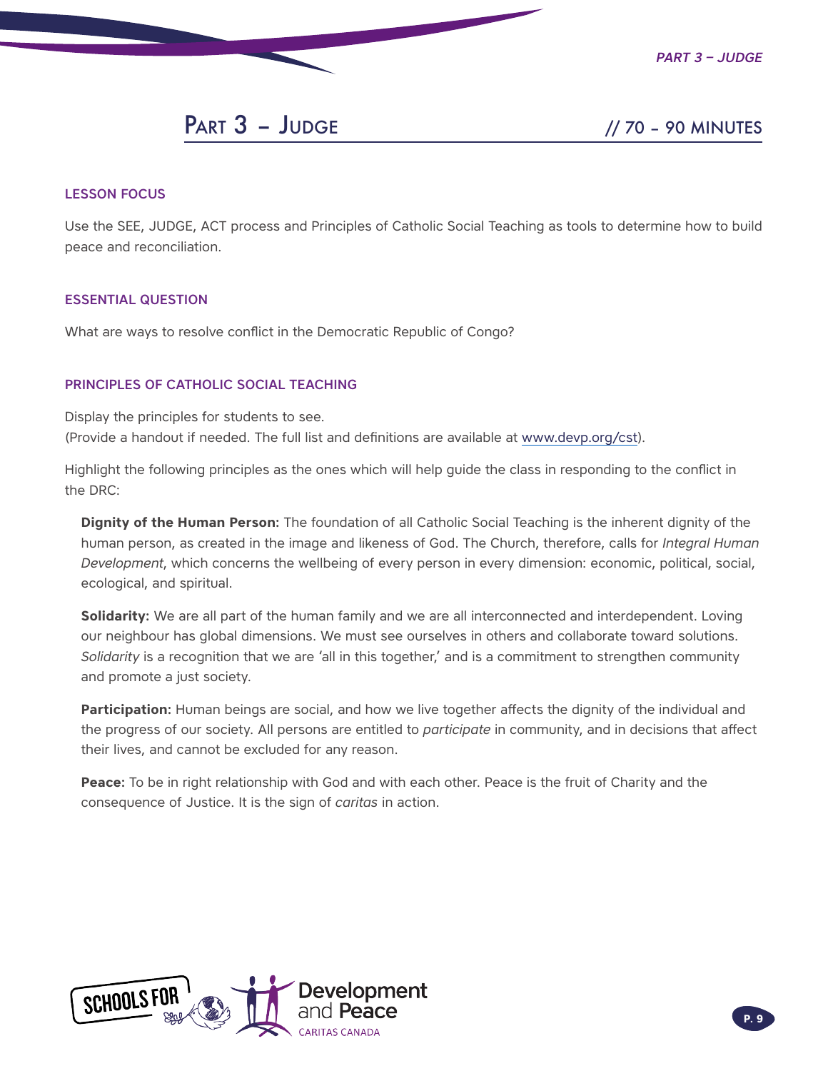# Part 3 – Judge // 70 – 90 MINUTES

### LESSON FOCUS

Use the SEE, JUDGE, ACT process and Principles of Catholic Social Teaching as tools to determine how to build peace and reconciliation.

### ESSENTIAL QUESTION

What are ways to resolve conflict in the Democratic Republic of Congo?

### PRINCIPLES OF CATHOLIC SOCIAL TEACHING

Display the principles for students to see.
(Provide a handout if needed. The full list and definitions are available at www.devp.org/cst).

Highlight the following principles as the ones which will help guide the class in responding to the conflict in the DRC:

**Dignity of the Human Person:** The foundation of all Catholic Social Teaching is the inherent dignity of the human person, as created in the image and likeness of God. The Church, therefore, calls for *Integral Human Development*, which concerns the wellbeing of every person in every dimension: economic, political, social, ecological, and spiritual.

**Solidarity:** We are all part of the human family and we are all interconnected and interdependent. Loving our neighbour has global dimensions. We must see ourselves in others and collaborate toward solutions. *Solidarity* is a recognition that we are 'all in this together,' and is a commitment to strengthen community and promote a just society.

**Participation:** Human beings are social, and how we live together affects the dignity of the individual and the progress of our society. All persons are entitled to *participate* in community, and in decisions that affect their lives, and cannot be excluded for any reason.

**Peace:** To be in right relationship with God and with each other. Peace is the fruit of Charity and the consequence of Justice. It is the sign of *caritas* in action.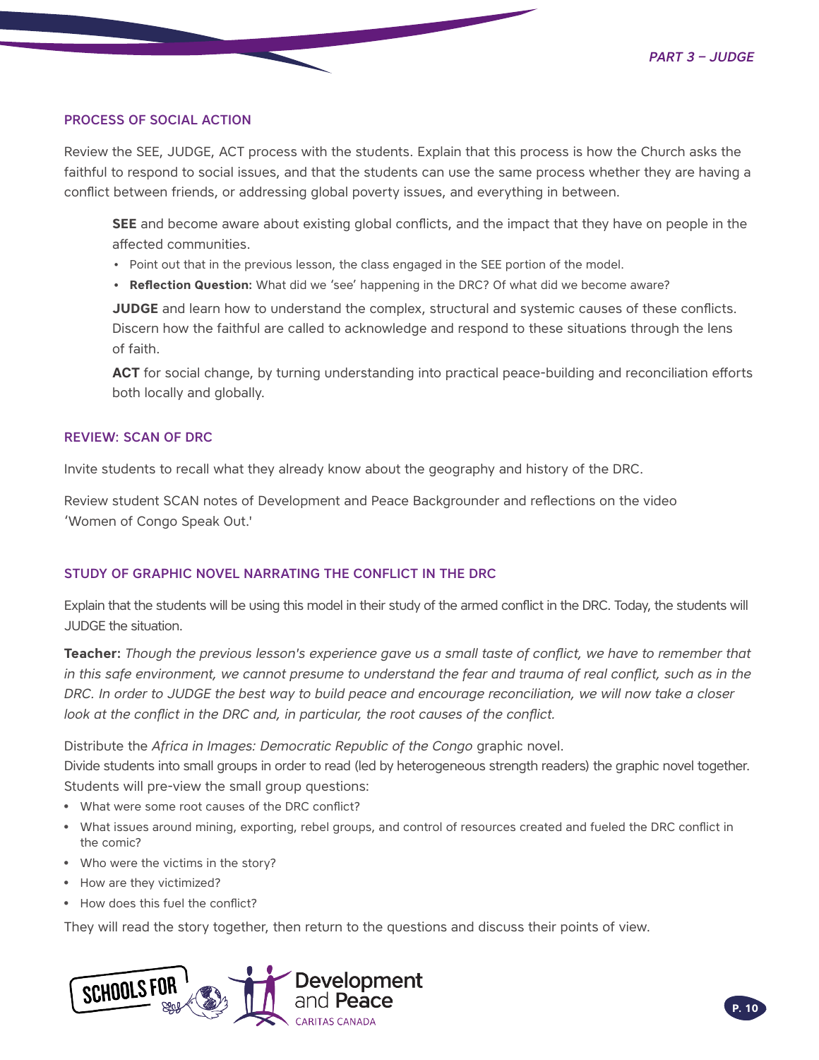## PROCESS OF SOCIAL ACTION

Review the SEE, JUDGE, ACT process with the students. Explain that this process is how the Church asks the faithful to respond to social issues, and that the students can use the same process whether they are having a conflict between friends, or addressing global poverty issues, and everything in between.

**SEE** and become aware about existing global conflicts, and the impact that they have on people in the affected communities.

- Point out that in the previous lesson, the class engaged in the SEE portion of the model.
- **Reflection Question:** What did we 'see' happening in the DRC? Of what did we become aware?

**JUDGE** and learn how to understand the complex, structural and systemic causes of these conflicts. Discern how the faithful are called to acknowledge and respond to these situations through the lens of faith.

**ACT** for social change, by turning understanding into practical peace-building and reconciliation efforts both locally and globally.

## REVIEW: SCAN OF DRC

Invite students to recall what they already know about the geography and history of the DRC.

Review student SCAN notes of Development and Peace Backgrounder and reflections on the video 'Women of Congo Speak Out.'

## STUDY OF GRAPHIC NOVEL NARRATING THE CONFLICT IN THE DRC

Explain that the students will be using this model in their study of the armed conflict in the DRC. Today, the students will JUDGE the situation.

**Teacher:** *Though the previous lesson's experience gave us a small taste of conflict, we have to remember that in this safe environment, we cannot presume to understand the fear and trauma of real conflict, such as in the DRC. In order to JUDGE the best way to build peace and encourage reconciliation, we will now take a closer look at the conflict in the DRC and, in particular, the root causes of the conflict.*

Distribute the *Africa in Images: Democratic Republic of the Congo* graphic novel.
Divide students into small groups in order to read (led by heterogeneous strength readers) the graphic novel together. Students will pre-view the small group questions:

- What were some root causes of the DRC conflict?
- What issues around mining, exporting, rebel groups, and control of resources created and fueled the DRC conflict in the comic?
- Who were the victims in the story?
- How are they victimized?
- How does this fuel the conflict?

They will read the story together, then return to the questions and discuss their points of view.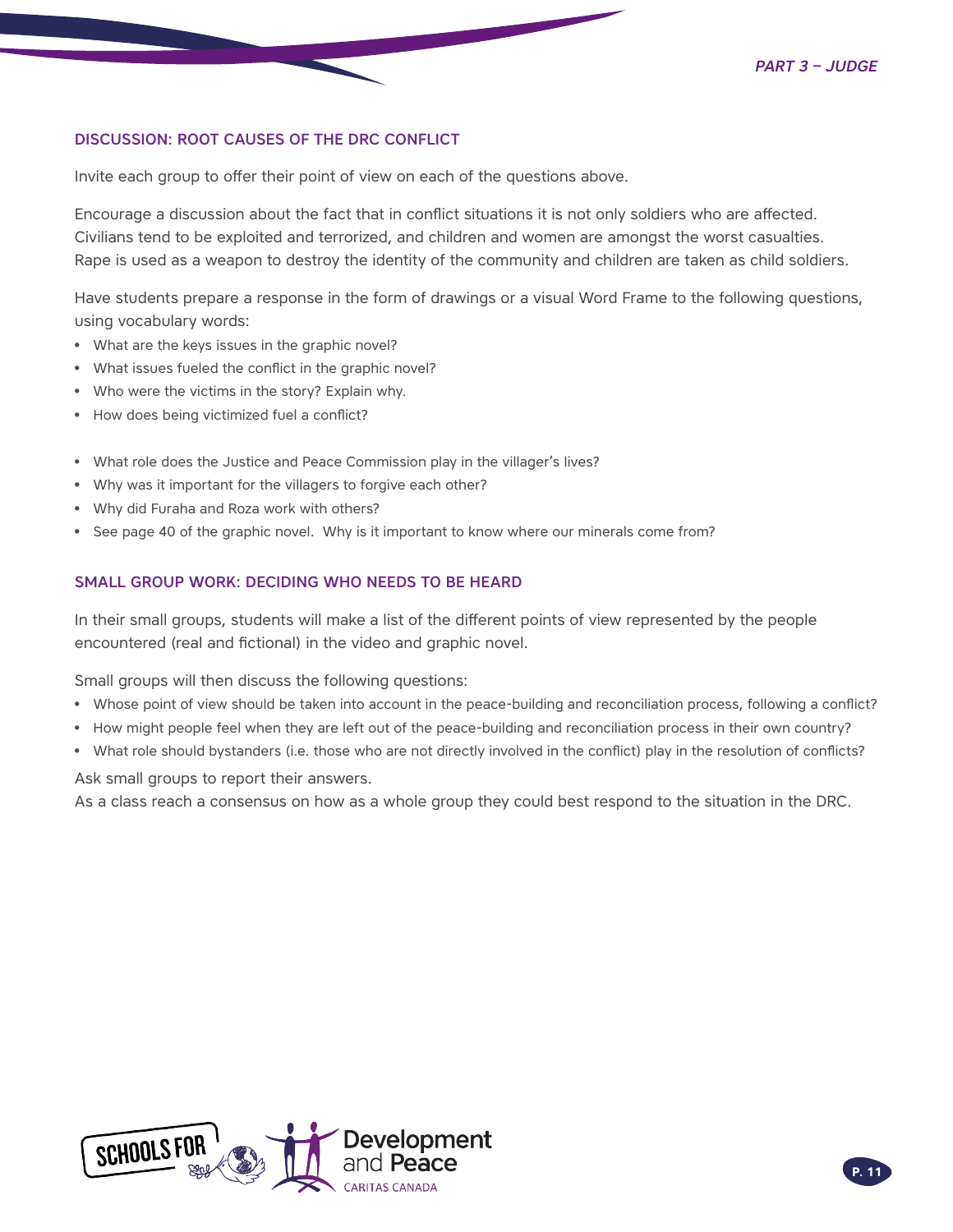### DISCUSSION: ROOT CAUSES OF THE DRC CONFLICT

Invite each group to offer their point of view on each of the questions above.

Encourage a discussion about the fact that in conflict situations it is not only soldiers who are affected. Civilians tend to be exploited and terrorized, and children and women are amongst the worst casualties. Rape is used as a weapon to destroy the identity of the community and children are taken as child soldiers.

Have students prepare a response in the form of drawings or a visual Word Frame to the following questions, using vocabulary words:

- What are the keys issues in the graphic novel?
- What issues fueled the conflict in the graphic novel?
- Who were the victims in the story? Explain why.
- How does being victimized fuel a conflict?

- What role does the Justice and Peace Commission play in the villager's lives?
- Why was it important for the villagers to forgive each other?
- Why did Furaha and Roza work with others?
- See page 40 of the graphic novel. Why is it important to know where our minerals come from?

### SMALL GROUP WORK: DECIDING WHO NEEDS TO BE HEARD

In their small groups, students will make a list of the different points of view represented by the people encountered (real and fictional) in the video and graphic novel.

Small groups will then discuss the following questions:

- Whose point of view should be taken into account in the peace-building and reconciliation process, following a conflict?
- How might people feel when they are left out of the peace-building and reconciliation process in their own country?
- What role should bystanders (i.e. those who are not directly involved in the conflict) play in the resolution of conflicts?

Ask small groups to report their answers.

As a class reach a consensus on how as a whole group they could best respond to the situation in the DRC.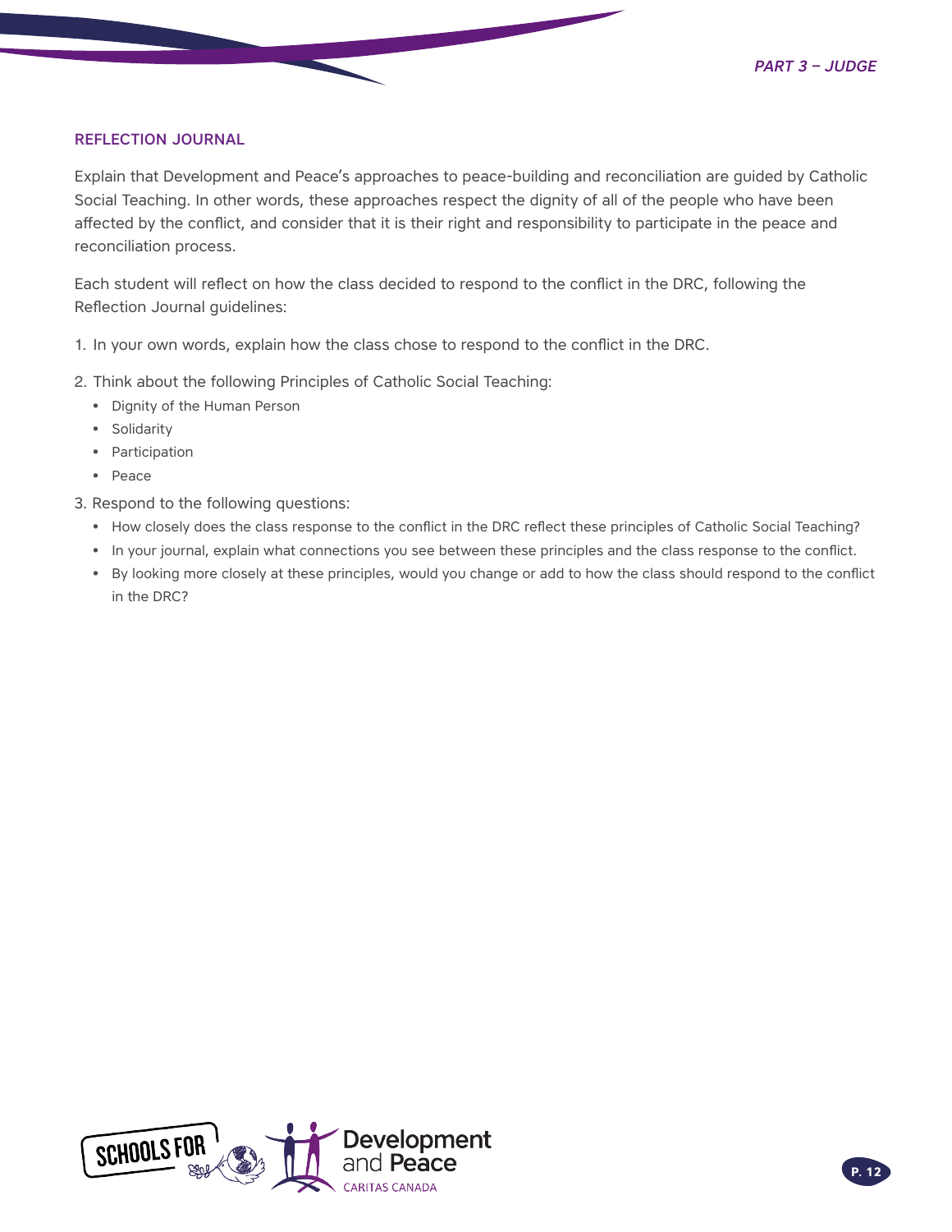## REFLECTION JOURNAL

Explain that Development and Peace's approaches to peace-building and reconciliation are guided by Catholic Social Teaching. In other words, these approaches respect the dignity of all of the people who have been affected by the conflict, and consider that it is their right and responsibility to participate in the peace and reconciliation process.

Each student will reflect on how the class decided to respond to the conflict in the DRC, following the Reflection Journal guidelines:

1. In your own words, explain how the class chose to respond to the conflict in the DRC.
2. Think about the following Principles of Catholic Social Teaching:
   - Dignity of the Human Person
   - Solidarity
   - Participation
   - Peace
3. Respond to the following questions:
   - How closely does the class response to the conflict in the DRC reflect these principles of Catholic Social Teaching?
   - In your journal, explain what connections you see between these principles and the class response to the conflict.
   - By looking more closely at these principles, would you change or add to how the class should respond to the conflict in the DRC?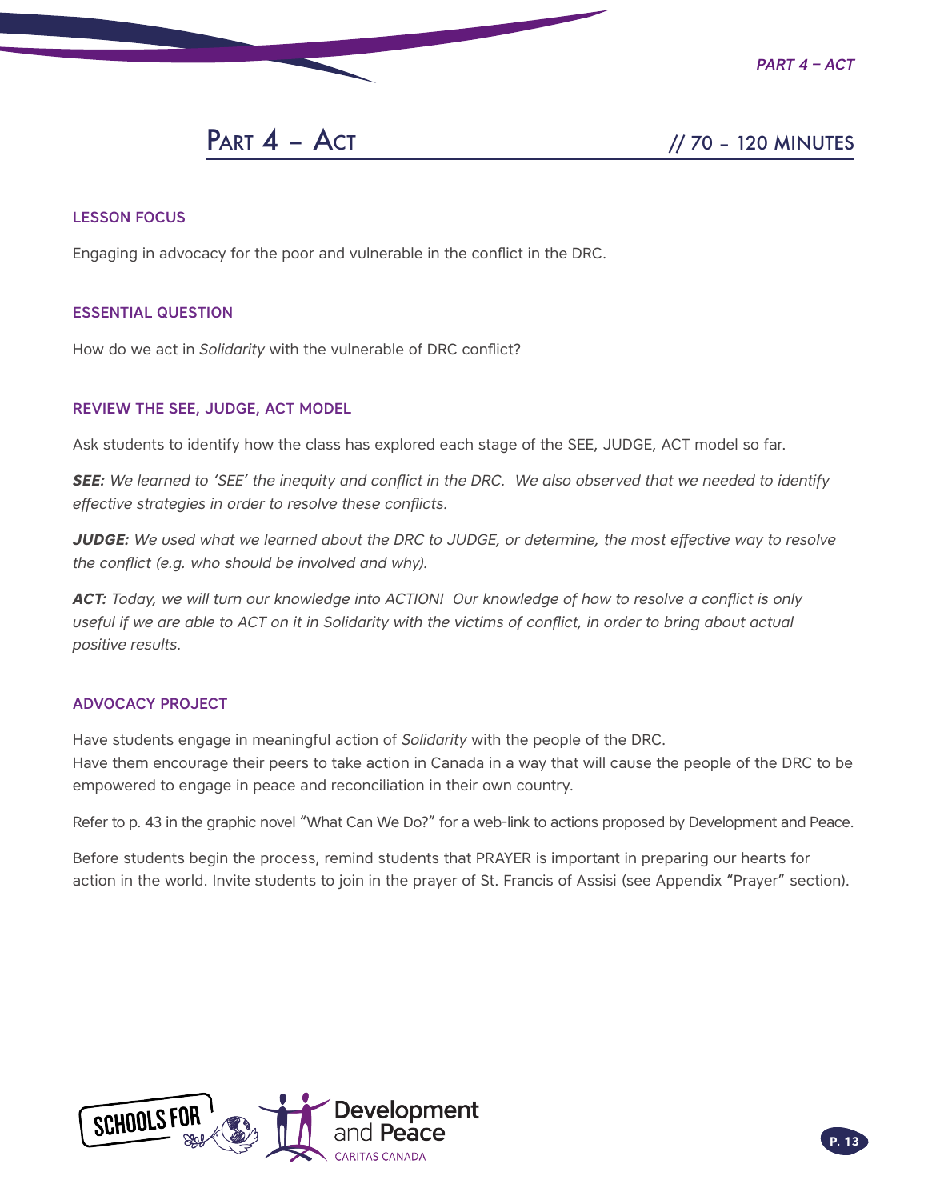# Part 4 – Act // 70 – 120 MINUTES

## LESSON FOCUS

Engaging in advocacy for the poor and vulnerable in the conflict in the DRC.

## ESSENTIAL QUESTION

How do we act in *Solidarity* with the vulnerable of DRC conflict?

## REVIEW THE SEE, JUDGE, ACT MODEL

Ask students to identify how the class has explored each stage of the SEE, JUDGE, ACT model so far.

***SEE:*** *We learned to 'SEE' the inequity and conflict in the DRC. We also observed that we needed to identify effective strategies in order to resolve these conflicts.*

***JUDGE:*** *We used what we learned about the DRC to JUDGE, or determine, the most effective way to resolve the conflict (e.g. who should be involved and why).*

***ACT:*** *Today, we will turn our knowledge into ACTION! Our knowledge of how to resolve a conflict is only useful if we are able to ACT on it in Solidarity with the victims of conflict, in order to bring about actual positive results.*

## ADVOCACY PROJECT

Have students engage in meaningful action of *Solidarity* with the people of the DRC.
Have them encourage their peers to take action in Canada in a way that will cause the people of the DRC to be empowered to engage in peace and reconciliation in their own country.

Refer to p. 43 in the graphic novel "What Can We Do?" for a web-link to actions proposed by Development and Peace.

Before students begin the process, remind students that PRAYER is important in preparing our hearts for action in the world. Invite students to join in the prayer of St. Francis of Assisi (see Appendix "Prayer" section).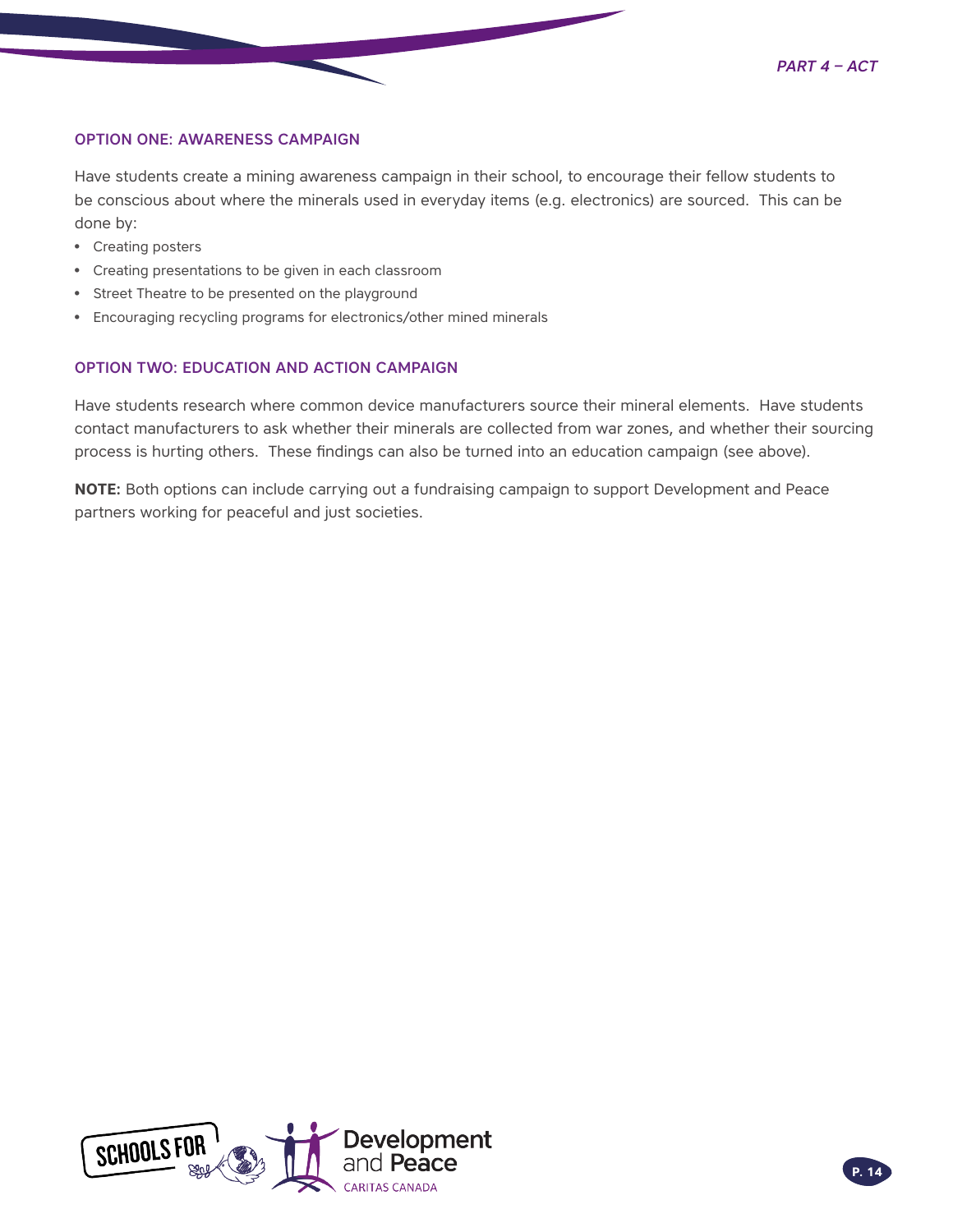### OPTION ONE: AWARENESS CAMPAIGN

Have students create a mining awareness campaign in their school, to encourage their fellow students to be conscious about where the minerals used in everyday items (e.g. electronics) are sourced. This can be done by:

- Creating posters
- Creating presentations to be given in each classroom
- Street Theatre to be presented on the playground
- Encouraging recycling programs for electronics/other mined minerals

### OPTION TWO: EDUCATION AND ACTION CAMPAIGN

Have students research where common device manufacturers source their mineral elements. Have students contact manufacturers to ask whether their minerals are collected from war zones, and whether their sourcing process is hurting others. These findings can also be turned into an education campaign (see above).

**NOTE:** Both options can include carrying out a fundraising campaign to support Development and Peace partners working for peaceful and just societies.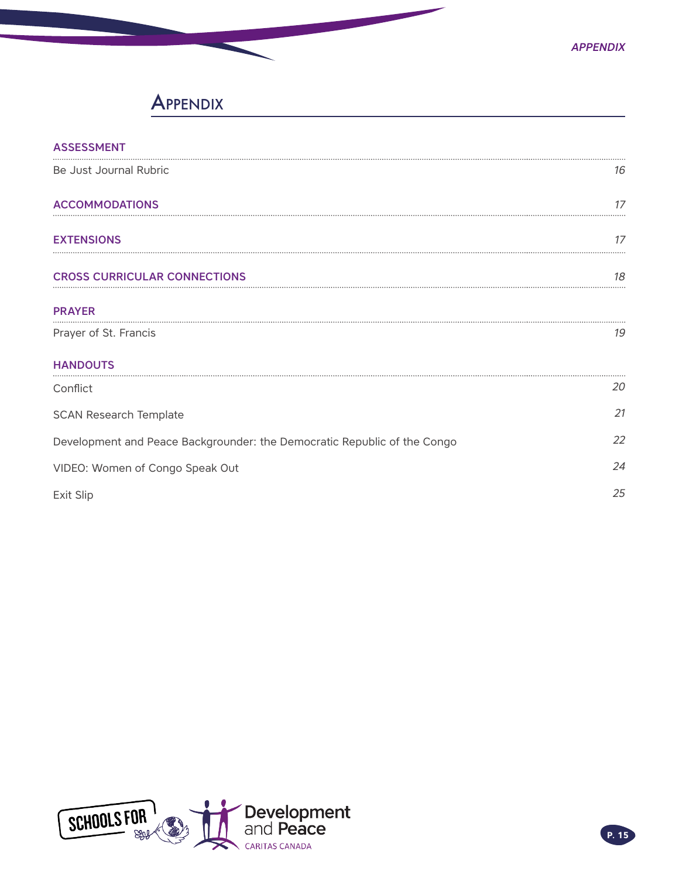# Appendix

## ASSESSMENT

Be Just Journal Rubric *16*

## ACCOMMODATIONS *17*

## EXTENSIONS *17*

## CROSS CURRICULAR CONNECTIONS *18*

## PRAYER

Prayer of St. Francis *19*

## HANDOUTS

Conflict *20*

SCAN Research Template *21*

Development and Peace Backgrounder: the Democratic Republic of the Congo *22*

VIDEO: Women of Congo Speak Out *24*

Exit Slip *25*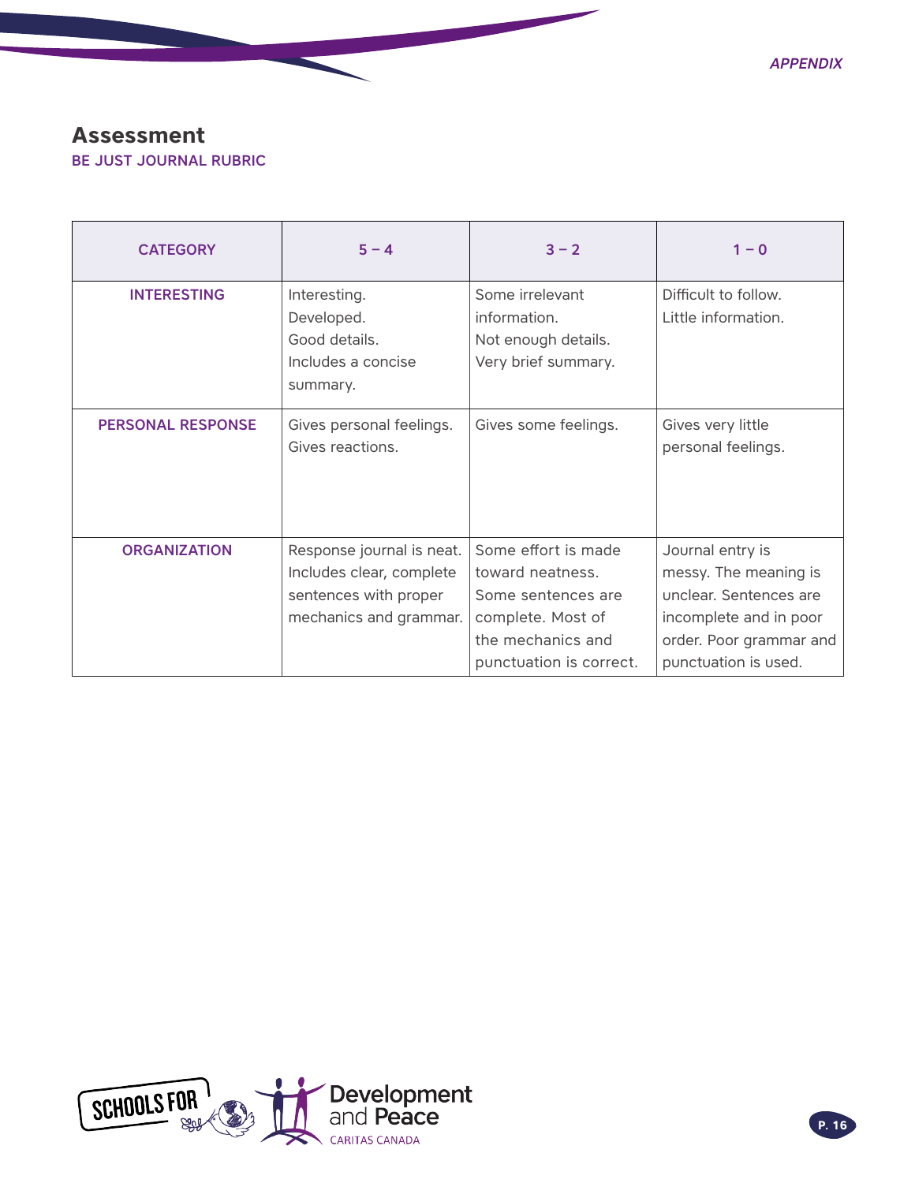# Assessment

## BE JUST JOURNAL RUBRIC

| CATEGORY | 5 – 4 | 3 – 2 | 1 – 0 |
|---|---|---|---|
| INTERESTING | Interesting.<br>Developed.<br>Good details.<br>Includes a concise summary. | Some irrelevant information.<br>Not enough details.<br>Very brief summary. | Difficult to follow.<br>Little information. |
| PERSONAL RESPONSE | Gives personal feelings.<br>Gives reactions. | Gives some feelings. | Gives very little personal feelings. |
| ORGANIZATION | Response journal is neat. Includes clear, complete sentences with proper mechanics and grammar. | Some effort is made toward neatness. Some sentences are complete. Most of the mechanics and punctuation is correct. | Journal entry is messy. The meaning is unclear. Sentences are incomplete and in poor order. Poor grammar and punctuation is used. |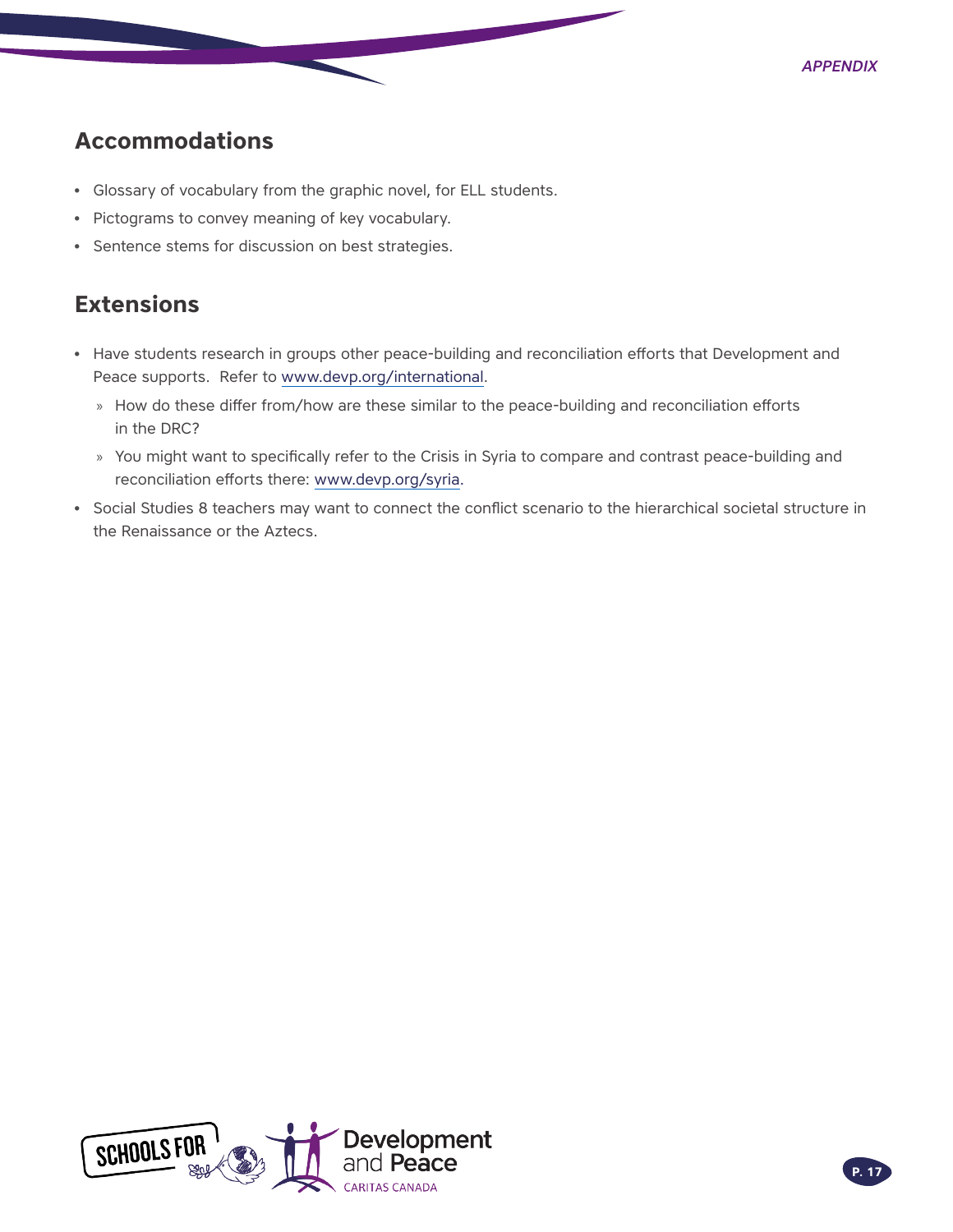## Accommodations

- Glossary of vocabulary from the graphic novel, for ELL students.
- Pictograms to convey meaning of key vocabulary.
- Sentence stems for discussion on best strategies.

## Extensions

- Have students research in groups other peace-building and reconciliation efforts that Development and Peace supports. Refer to www.devp.org/international.
  - How do these differ from/how are these similar to the peace-building and reconciliation efforts in the DRC?
  - You might want to specifically refer to the Crisis in Syria to compare and contrast peace-building and reconciliation efforts there: www.devp.org/syria.
- Social Studies 8 teachers may want to connect the conflict scenario to the hierarchical societal structure in the Renaissance or the Aztecs.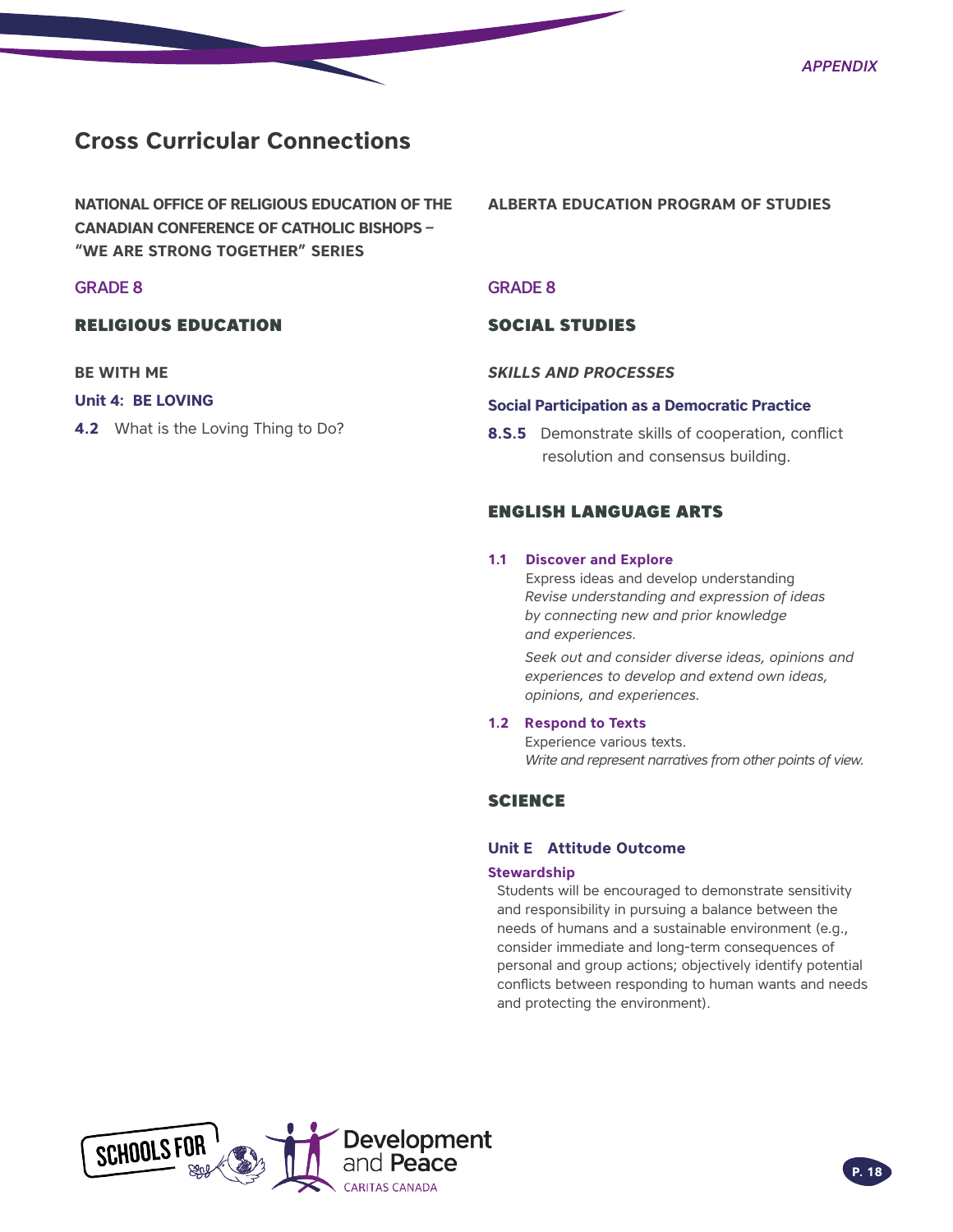# Cross Curricular Connections

**NATIONAL OFFICE OF RELIGIOUS EDUCATION OF THE CANADIAN CONFERENCE OF CATHOLIC BISHOPS – "WE ARE STRONG TOGETHER" SERIES**

## GRADE 8

### RELIGIOUS EDUCATION

**BE WITH ME**

**Unit 4: BE LOVING**

**4.2** What is the Loving Thing to Do?

**ALBERTA EDUCATION PROGRAM OF STUDIES**

## GRADE 8

### SOCIAL STUDIES

***SKILLS AND PROCESSES***

**Social Participation as a Democratic Practice**

**8.S.5** Demonstrate skills of cooperation, conflict resolution and consensus building.

### ENGLISH LANGUAGE ARTS

**1.1 Discover and Explore**

Express ideas and develop understanding

*Revise understanding and expression of ideas by connecting new and prior knowledge and experiences.*

*Seek out and consider diverse ideas, opinions and experiences to develop and extend own ideas, opinions, and experiences.*

**1.2 Respond to Texts**

Experience various texts.

*Write and represent narratives from other points of view.*

### SCIENCE

**Unit E Attitude Outcome**

**Stewardship**

Students will be encouraged to demonstrate sensitivity and responsibility in pursuing a balance between the needs of humans and a sustainable environment (e.g., consider immediate and long-term consequences of personal and group actions; objectively identify potential conflicts between responding to human wants and needs and protecting the environment).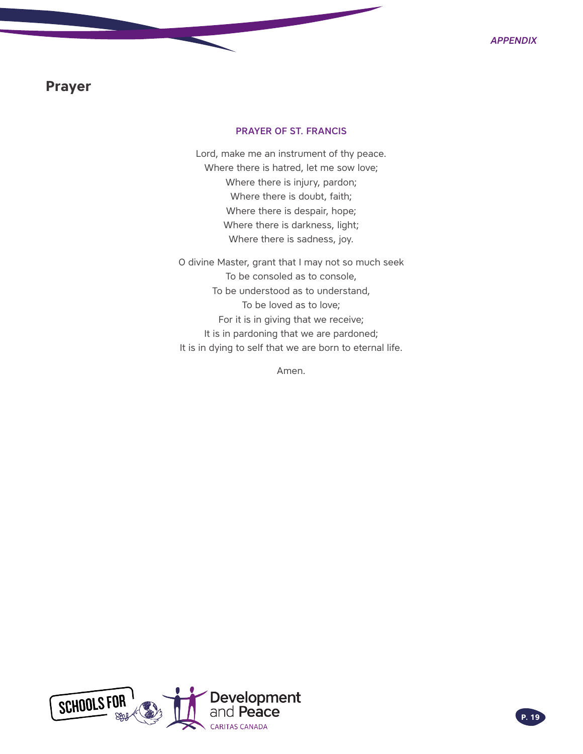# Prayer

### PRAYER OF ST. FRANCIS

Lord, make me an instrument of thy peace.
Where there is hatred, let me sow love;
Where there is injury, pardon;
Where there is doubt, faith;
Where there is despair, hope;
Where there is darkness, light;
Where there is sadness, joy.

O divine Master, grant that I may not so much seek
To be consoled as to console,
To be understood as to understand,
To be loved as to love;
For it is in giving that we receive;
It is in pardoning that we are pardoned;
It is in dying to self that we are born to eternal life.

Amen.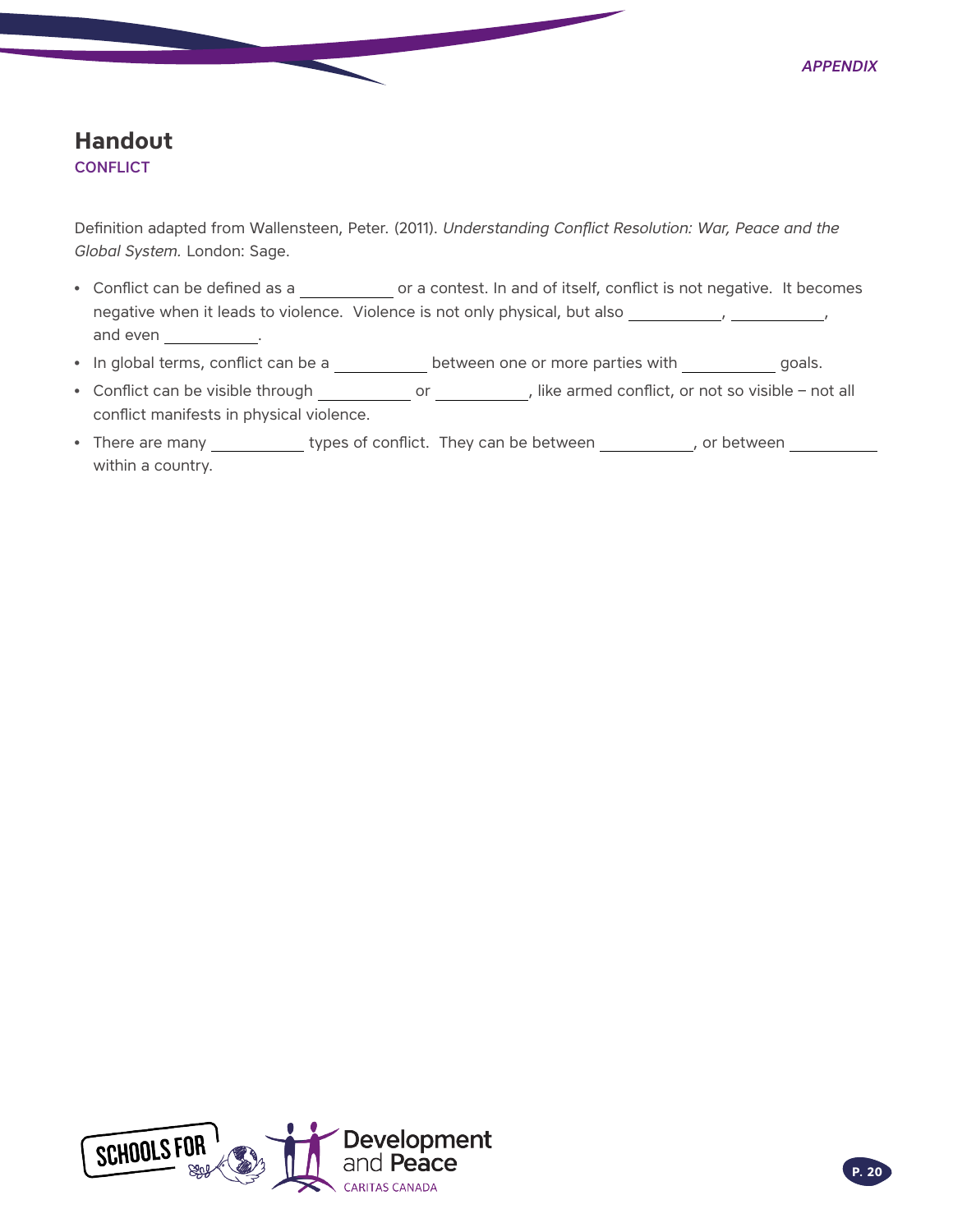# Handout

## CONFLICT

Definition adapted from Wallensteen, Peter. (2011). *Understanding Conflict Resolution: War, Peace and the Global System.* London: Sage.

- Conflict can be defined as a __________ or a contest. In and of itself, conflict is not negative. It becomes negative when it leads to violence. Violence is not only physical, but also __________, __________, and even __________.
- In global terms, conflict can be a __________ between one or more parties with __________ goals.
- Conflict can be visible through __________ or __________, like armed conflict, or not so visible – not all conflict manifests in physical violence.
- There are many __________ types of conflict. They can be between __________, or between __________ within a country.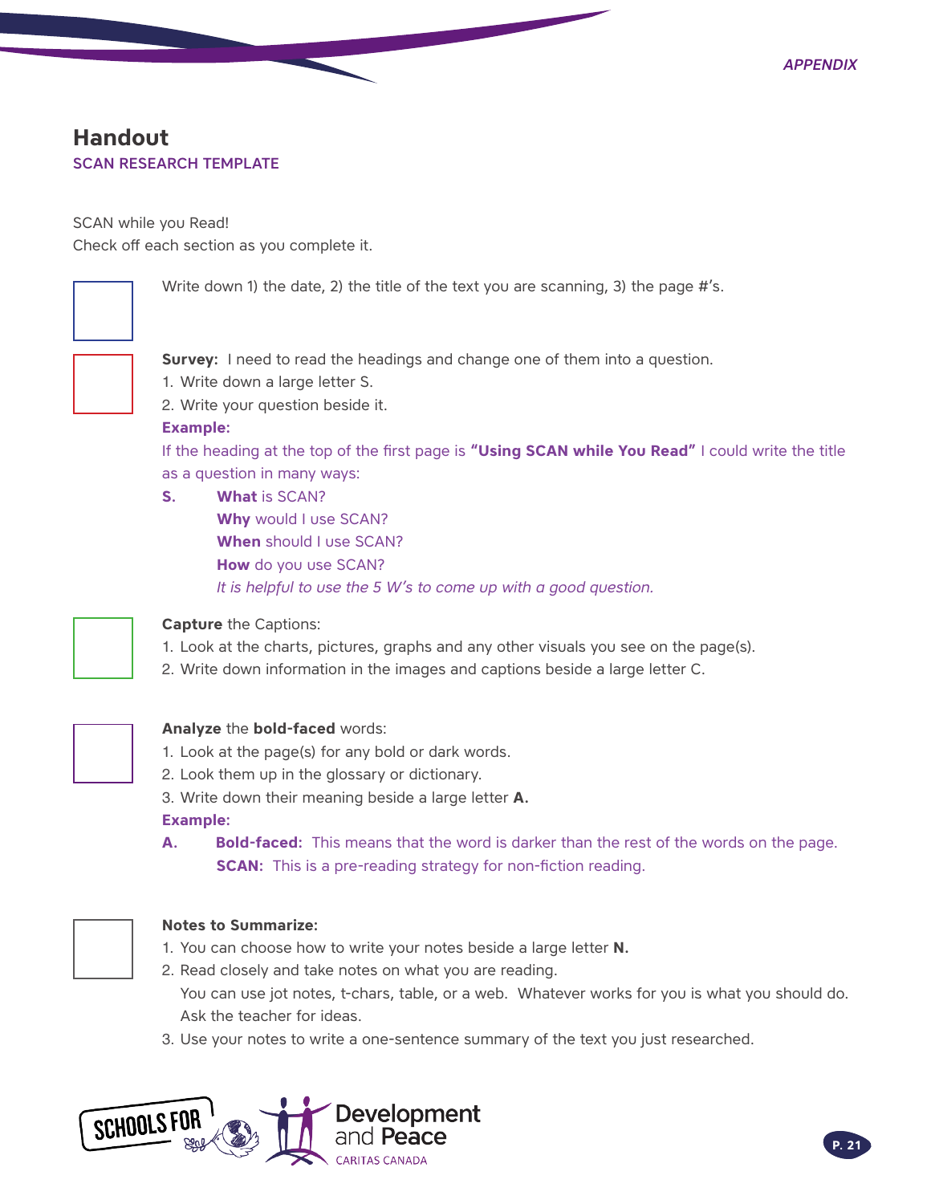# Handout

## SCAN RESEARCH TEMPLATE

SCAN while you Read!
Check off each section as you complete it.

- [ ] Write down 1) the date, 2) the title of the text you are scanning, 3) the page #'s.

- [ ] **Survey:** I need to read the headings and change one of them into a question.
  1. Write down a large letter S.
  2. Write your question beside it.

  **Example:**
  If the heading at the top of the first page is **"Using SCAN while You Read"** I could write the title as a question in many ways:

  **S.** **What** is SCAN?
  **Why** would I use SCAN?
  **When** should I use SCAN?
  **How** do you use SCAN?
  *It is helpful to use the 5 W's to come up with a good question.*

- [ ] **Capture** the Captions:
  1. Look at the charts, pictures, graphs and any other visuals you see on the page(s).
  2. Write down information in the images and captions beside a large letter C.

- [ ] **Analyze** the **bold-faced** words:
  1. Look at the page(s) for any bold or dark words.
  2. Look them up in the glossary or dictionary.
  3. Write down their meaning beside a large letter **A.**

  **Example:**
  **A.** **Bold-faced:** This means that the word is darker than the rest of the words on the page.
  **SCAN:** This is a pre-reading strategy for non-fiction reading.

- [ ] **Notes to Summarize:**
  1. You can choose how to write your notes beside a large letter **N.**
  2. Read closely and take notes on what you are reading.
     You can use jot notes, t-chars, table, or a web. Whatever works for you is what you should do. Ask the teacher for ideas.
  3. Use your notes to write a one-sentence summary of the text you just researched.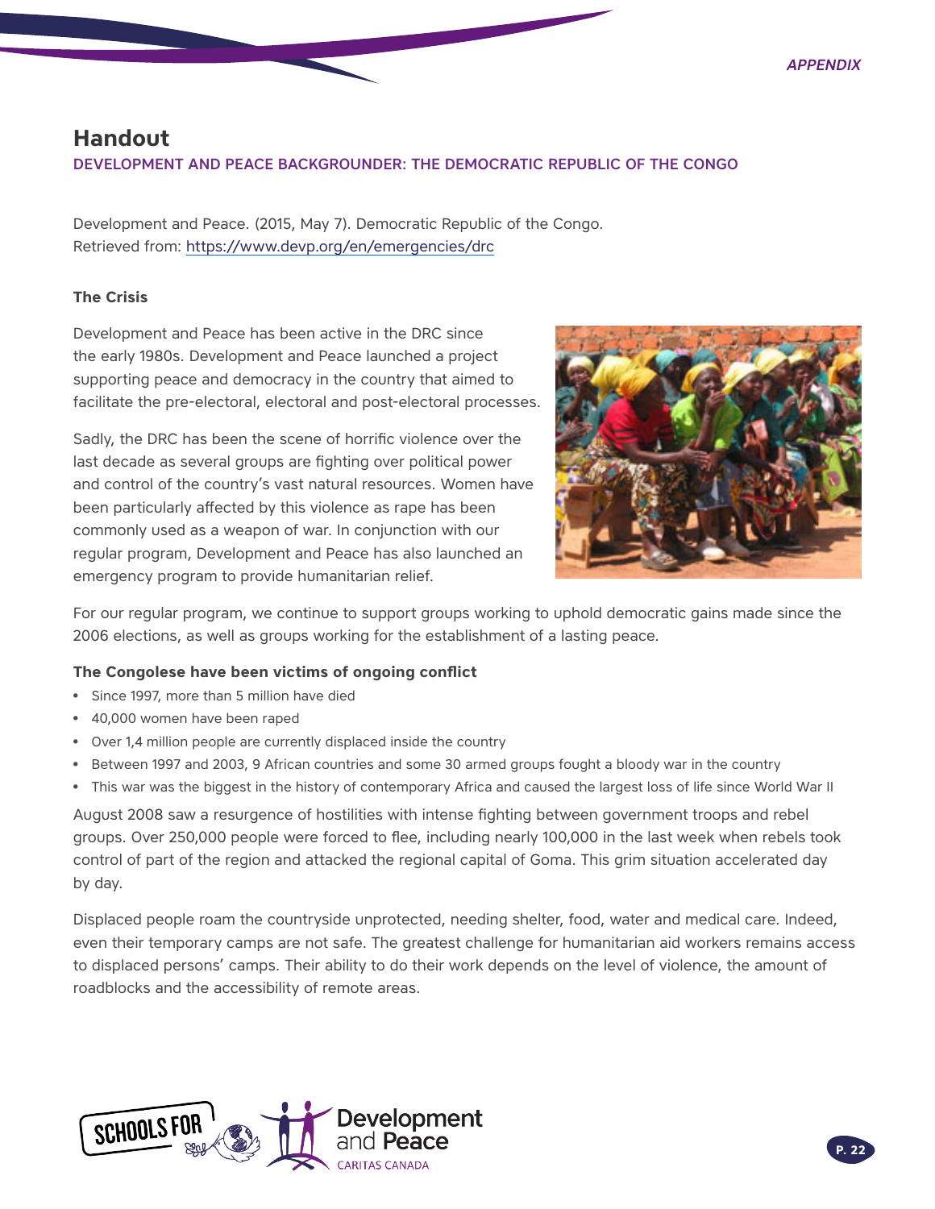# Handout

## DEVELOPMENT AND PEACE BACKGROUNDER: THE DEMOCRATIC REPUBLIC OF THE CONGO

Development and Peace. (2015, May 7). Democratic Republic of the Congo. Retrieved from: https://www.devp.org/en/emergencies/drc

### The Crisis

Development and Peace has been active in the DRC since the early 1980s. Development and Peace launched a project supporting peace and democracy in the country that aimed to facilitate the pre-electoral, electoral and post-electoral processes.

Sadly, the DRC has been the scene of horrific violence over the last decade as several groups are fighting over political power and control of the country's vast natural resources. Women have been particularly affected by this violence as rape has been commonly used as a weapon of war. In conjunction with our regular program, Development and Peace has also launched an emergency program to provide humanitarian relief.

For our regular program, we continue to support groups working to uphold democratic gains made since the 2006 elections, as well as groups working for the establishment of a lasting peace.

### The Congolese have been victims of ongoing conflict

- Since 1997, more than 5 million have died
- 40,000 women have been raped
- Over 1,4 million people are currently displaced inside the country
- Between 1997 and 2003, 9 African countries and some 30 armed groups fought a bloody war in the country
- This war was the biggest in the history of contemporary Africa and caused the largest loss of life since World War II

August 2008 saw a resurgence of hostilities with intense fighting between government troops and rebel groups. Over 250,000 people were forced to flee, including nearly 100,000 in the last week when rebels took control of part of the region and attacked the regional capital of Goma. This grim situation accelerated day by day.

Displaced people roam the countryside unprotected, needing shelter, food, water and medical care. Indeed, even their temporary camps are not safe. The greatest challenge for humanitarian aid workers remains access to displaced persons' camps. Their ability to do their work depends on the level of violence, the amount of roadblocks and the accessibility of remote areas.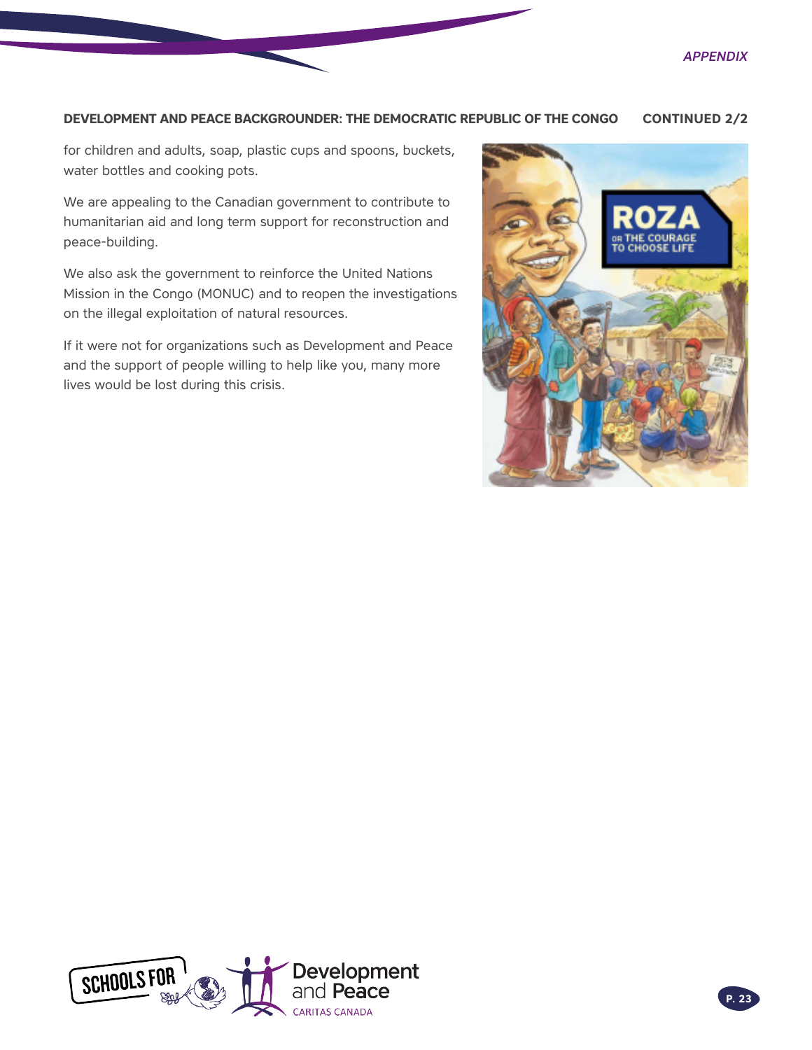**DEVELOPMENT AND PEACE BACKGROUNDER: THE DEMOCRATIC REPUBLIC OF THE CONGO CONTINUED 2/2**

for children and adults, soap, plastic cups and spoons, buckets, water bottles and cooking pots.

We are appealing to the Canadian government to contribute to humanitarian aid and long term support for reconstruction and peace-building.

We also ask the government to reinforce the United Nations Mission in the Congo (MONUC) and to reopen the investigations on the illegal exploitation of natural resources.

If it were not for organizations such as Development and Peace and the support of people willing to help like you, many more lives would be lost during this crisis.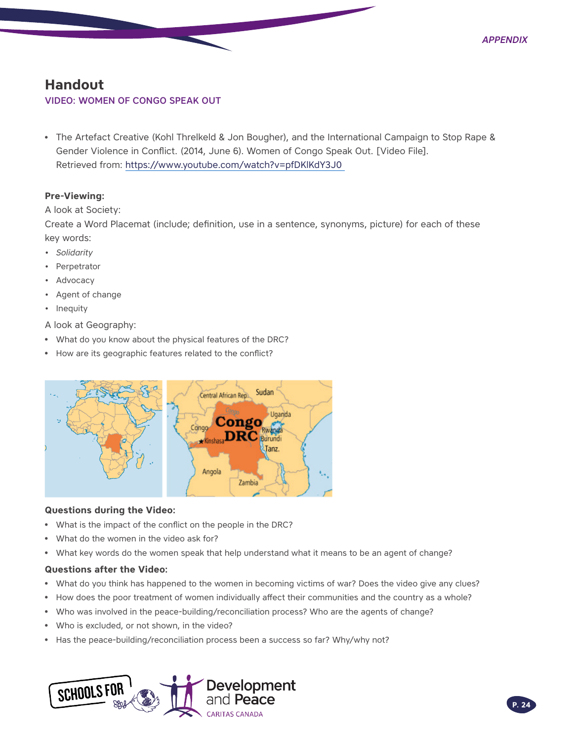# Handout

## VIDEO: WOMEN OF CONGO SPEAK OUT

- The Artefact Creative (Kohl Threlkeld & Jon Bougher), and the International Campaign to Stop Rape & Gender Violence in Conflict. (2014, June 6). Women of Congo Speak Out. [Video File]. Retrieved from: https://www.youtube.com/watch?v=pfDKlKdY3J0

**Pre-Viewing:**

A look at Society:

Create a Word Placemat (include; definition, use in a sentence, synonyms, picture) for each of these key words:

- *Solidarity*
- Perpetrator
- Advocacy
- Agent of change
- Inequity

A look at Geography:

- What do you know about the physical features of the DRC?
- How are its geographic features related to the conflict?

**Questions during the Video:**

- What is the impact of the conflict on the people in the DRC?
- What do the women in the video ask for?
- What key words do the women speak that help understand what it means to be an agent of change?

**Questions after the Video:**

- What do you think has happened to the women in becoming victims of war? Does the video give any clues?
- How does the poor treatment of women individually affect their communities and the country as a whole?
- Who was involved in the peace-building/reconciliation process? Who are the agents of change?
- Who is excluded, or not shown, in the video?
- Has the peace-building/reconciliation process been a success so far? Why/why not?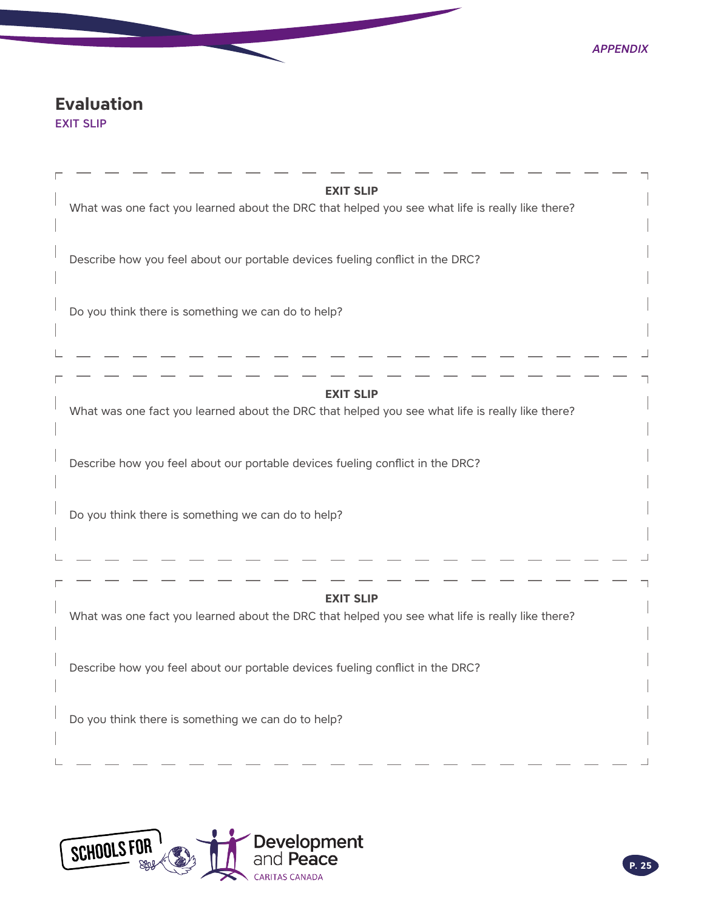## Evaluation

EXIT SLIP

**EXIT SLIP**

What was one fact you learned about the DRC that helped you see what life is really like there?

Describe how you feel about our portable devices fueling conflict in the DRC?

Do you think there is something we can do to help?

**EXIT SLIP**

What was one fact you learned about the DRC that helped you see what life is really like there?

Describe how you feel about our portable devices fueling conflict in the DRC?

Do you think there is something we can do to help?

**EXIT SLIP**

What was one fact you learned about the DRC that helped you see what life is really like there?

Describe how you feel about our portable devices fueling conflict in the DRC?

Do you think there is something we can do to help?